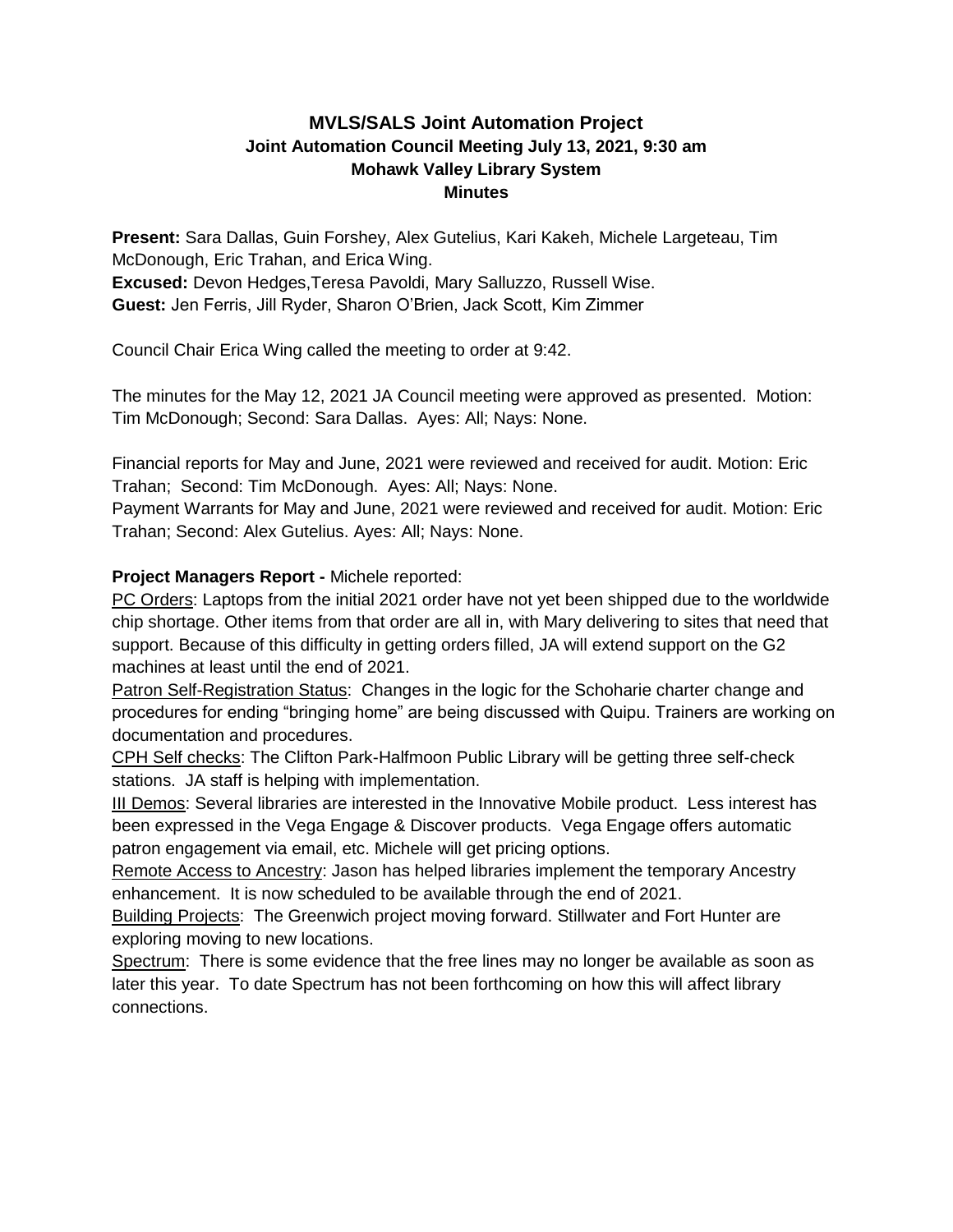# MVLS/SALS Joint Automation Project

## Joint Automation Council Meeting July 13, 2021, 9:30 am

## Mohawk Valley Library System

## Minutes

**Present:** Sara Dallas, Guin Forshey, Alex Gutelius, Kari Kakeh, Michele Largeteau, Tim McDonough, Eric Trahan, and Erica Wing.
**Excused:** Devon Hedges,Teresa Pavoldi, Mary Salluzzo, Russell Wise.
**Guest:** Jen Ferris, Jill Ryder, Sharon O'Brien, Jack Scott, Kim Zimmer

Council Chair Erica Wing called the meeting to order at 9:42.

The minutes for the May 12, 2021 JA Council meeting were approved as presented. Motion: Tim McDonough; Second: Sara Dallas. Ayes: All; Nays: None.

Financial reports for May and June, 2021 were reviewed and received for audit. Motion: Eric Trahan; Second: Tim McDonough. Ayes: All; Nays: None.
Payment Warrants for May and June, 2021 were reviewed and received for audit. Motion: Eric Trahan; Second: Alex Gutelius. Ayes: All; Nays: None.

**Project Managers Report -** Michele reported:

PC Orders: Laptops from the initial 2021 order have not yet been shipped due to the worldwide chip shortage. Other items from that order are all in, with Mary delivering to sites that need that support. Because of this difficulty in getting orders filled, JA will extend support on the G2 machines at least until the end of 2021.

Patron Self-Registration Status: Changes in the logic for the Schoharie charter change and procedures for ending "bringing home" are being discussed with Quipu. Trainers are working on documentation and procedures.

CPH Self checks: The Clifton Park-Halfmoon Public Library will be getting three self-check stations. JA staff is helping with implementation.

III Demos: Several libraries are interested in the Innovative Mobile product. Less interest has been expressed in the Vega Engage & Discover products. Vega Engage offers automatic patron engagement via email, etc. Michele will get pricing options.

Remote Access to Ancestry: Jason has helped libraries implement the temporary Ancestry enhancement. It is now scheduled to be available through the end of 2021.

Building Projects: The Greenwich project moving forward. Stillwater and Fort Hunter are exploring moving to new locations.

Spectrum: There is some evidence that the free lines may no longer be available as soon as later this year. To date Spectrum has not been forthcoming on how this will affect library connections.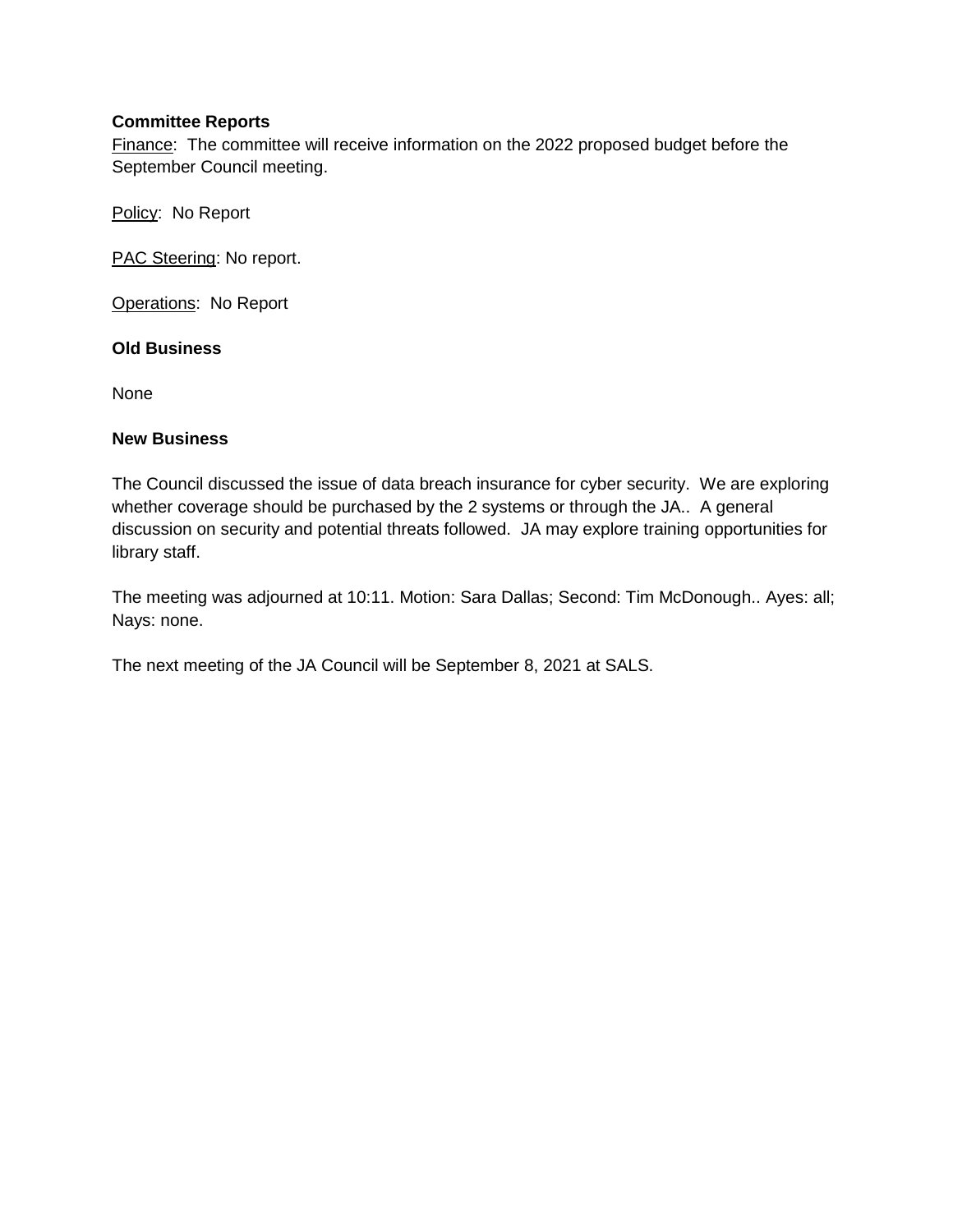**Committee Reports**

Finance: The committee will receive information on the 2022 proposed budget before the September Council meeting.

Policy: No Report

PAC Steering: No report.

Operations: No Report

**Old Business**

None

**New Business**

The Council discussed the issue of data breach insurance for cyber security. We are exploring whether coverage should be purchased by the 2 systems or through the JA.. A general discussion on security and potential threats followed. JA may explore training opportunities for library staff.

The meeting was adjourned at 10:11. Motion: Sara Dallas; Second: Tim McDonough.. Ayes: all; Nays: none.

The next meeting of the JA Council will be September 8, 2021 at SALS.